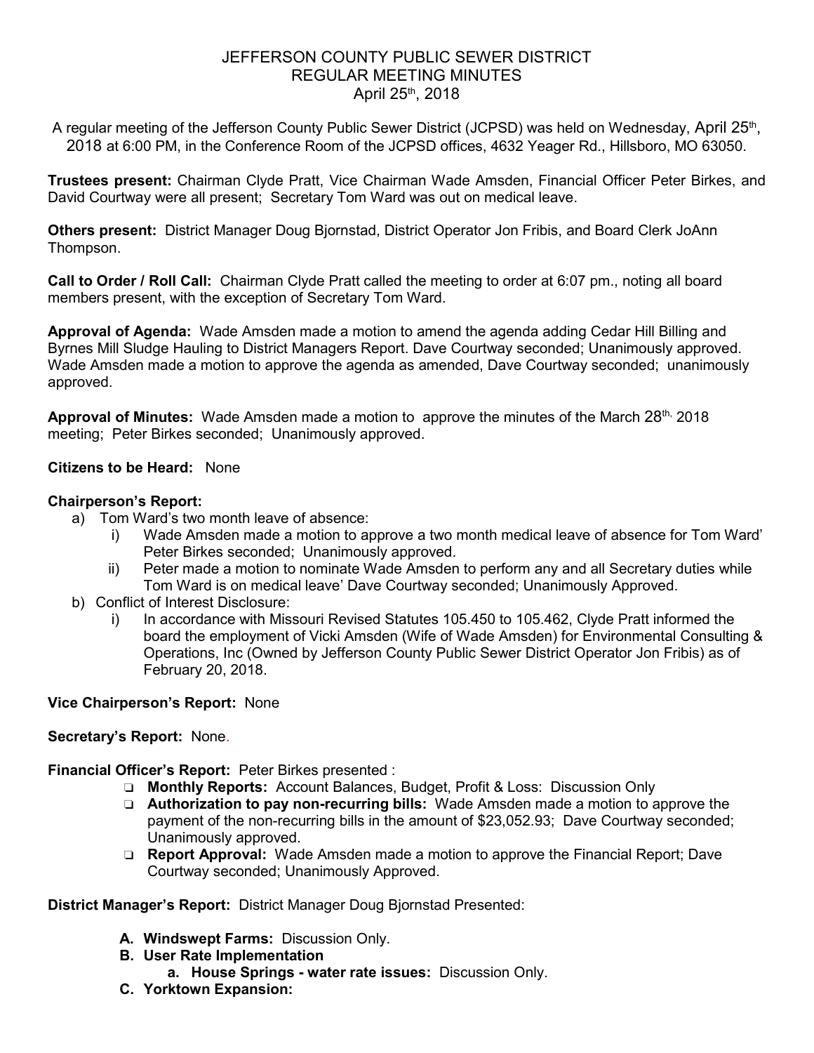# JEFFERSON COUNTY PUBLIC SEWER DISTRICT
## REGULAR MEETING MINUTES
### April 25th, 2018

A regular meeting of the Jefferson County Public Sewer District (JCPSD) was held on Wednesday, April 25th, 2018 at 6:00 PM, in the Conference Room of the JCPSD offices, 4632 Yeager Rd., Hillsboro, MO 63050.

**Trustees present:** Chairman Clyde Pratt, Vice Chairman Wade Amsden, Financial Officer Peter Birkes, and David Courtway were all present; Secretary Tom Ward was out on medical leave.

**Others present:** District Manager Doug Bjornstad, District Operator Jon Fribis, and Board Clerk JoAnn Thompson.

**Call to Order / Roll Call:** Chairman Clyde Pratt called the meeting to order at 6:07 pm., noting all board members present, with the exception of Secretary Tom Ward.

**Approval of Agenda:** Wade Amsden made a motion to amend the agenda adding Cedar Hill Billing and Byrnes Mill Sludge Hauling to District Managers Report. Dave Courtway seconded; Unanimously approved. Wade Amsden made a motion to approve the agenda as amended, Dave Courtway seconded; unanimously approved.

**Approval of Minutes:** Wade Amsden made a motion to approve the minutes of the March 28th, 2018 meeting; Peter Birkes seconded; Unanimously approved.

**Citizens to be Heard:** None

**Chairperson's Report:**

a) Tom Ward's two month leave of absence:
   i) Wade Amsden made a motion to approve a two month medical leave of absence for Tom Ward' Peter Birkes seconded; Unanimously approved.
   ii) Peter made a motion to nominate Wade Amsden to perform any and all Secretary duties while Tom Ward is on medical leave' Dave Courtway seconded; Unanimously Approved.

b) Conflict of Interest Disclosure:
   i) In accordance with Missouri Revised Statutes 105.450 to 105.462, Clyde Pratt informed the board the employment of Vicki Amsden (Wife of Wade Amsden) for Environmental Consulting & Operations, Inc (Owned by Jefferson County Public Sewer District Operator Jon Fribis) as of February 20, 2018.

**Vice Chairperson's Report:** None

**Secretary's Report:** None.

**Financial Officer's Report:** Peter Birkes presented :

- **Monthly Reports:** Account Balances, Budget, Profit & Loss: Discussion Only
- **Authorization to pay non-recurring bills:** Wade Amsden made a motion to approve the payment of the non-recurring bills in the amount of $23,052.93; Dave Courtway seconded; Unanimously approved.
- **Report Approval:** Wade Amsden made a motion to approve the Financial Report; Dave Courtway seconded; Unanimously Approved.

**District Manager's Report:** District Manager Doug Bjornstad Presented:

**A. Windswept Farms:** Discussion Only.

**B. User Rate Implementation**

   **a. House Springs - water rate issues:** Discussion Only.

**C. Yorktown Expansion:**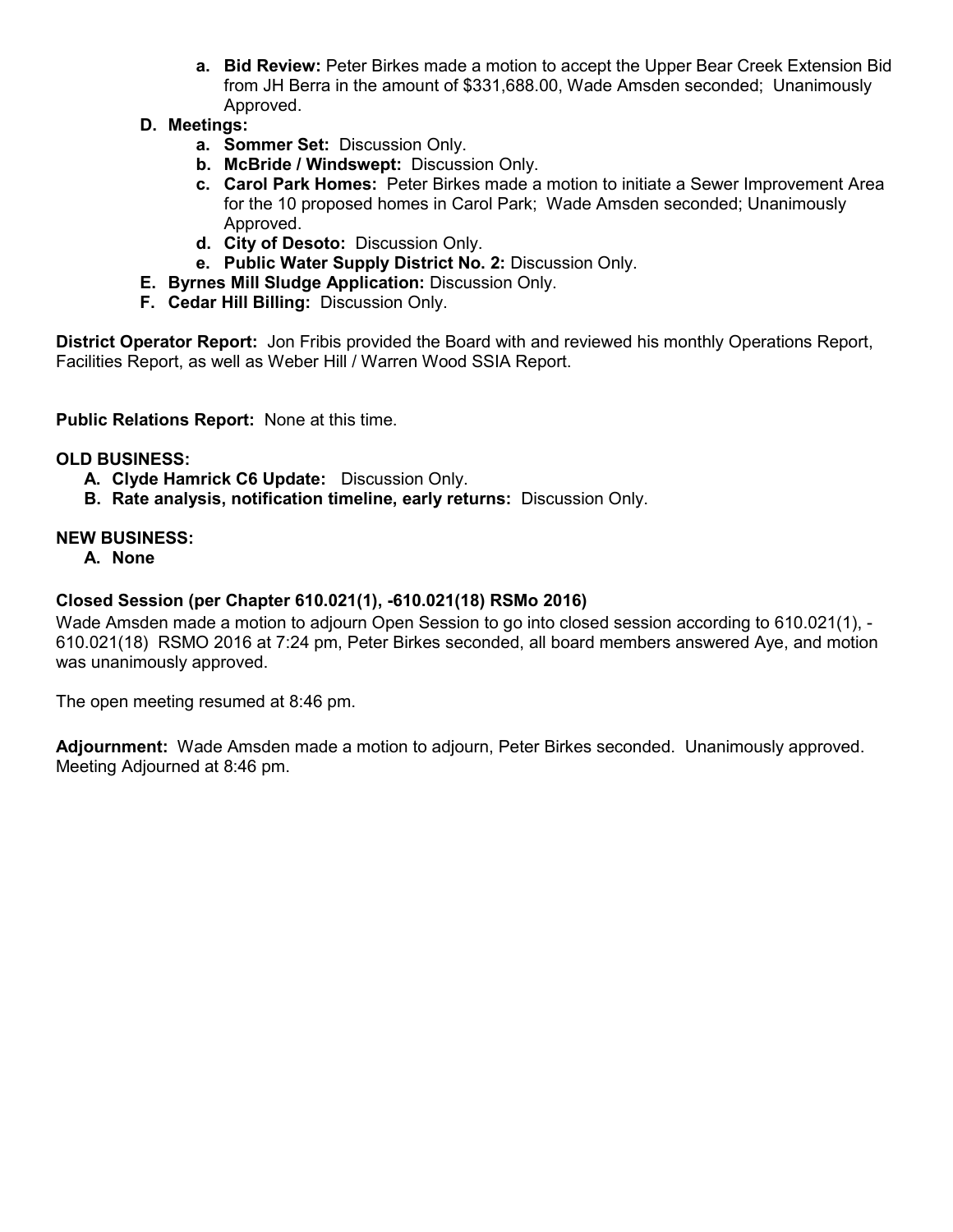a. **Bid Review:** Peter Birkes made a motion to accept the Upper Bear Creek Extension Bid from JH Berra in the amount of $331,688.00, Wade Amsden seconded; Unanimously Approved.

D. **Meetings:**
   a. **Sommer Set:** Discussion Only.
   b. **McBride / Windswept:** Discussion Only.
   c. **Carol Park Homes:** Peter Birkes made a motion to initiate a Sewer Improvement Area for the 10 proposed homes in Carol Park; Wade Amsden seconded; Unanimously Approved.
   d. **City of Desoto:** Discussion Only.
   e. **Public Water Supply District No. 2:** Discussion Only.

E. **Byrnes Mill Sludge Application:** Discussion Only.

F. **Cedar Hill Billing:** Discussion Only.

**District Operator Report:** Jon Fribis provided the Board with and reviewed his monthly Operations Report, Facilities Report, as well as Weber Hill / Warren Wood SSIA Report.

**Public Relations Report:** None at this time.

**OLD BUSINESS:**

A. **Clyde Hamrick C6 Update:** Discussion Only.

B. **Rate analysis, notification timeline, early returns:** Discussion Only.

**NEW BUSINESS:**

A. **None**

**Closed Session (per Chapter 610.021(1), -610.021(18) RSMo 2016)**

Wade Amsden made a motion to adjourn Open Session to go into closed session according to 610.021(1), -610.021(18) RSMO 2016 at 7:24 pm, Peter Birkes seconded, all board members answered Aye, and motion was unanimously approved.

The open meeting resumed at 8:46 pm.

**Adjournment:** Wade Amsden made a motion to adjourn, Peter Birkes seconded. Unanimously approved. Meeting Adjourned at 8:46 pm.